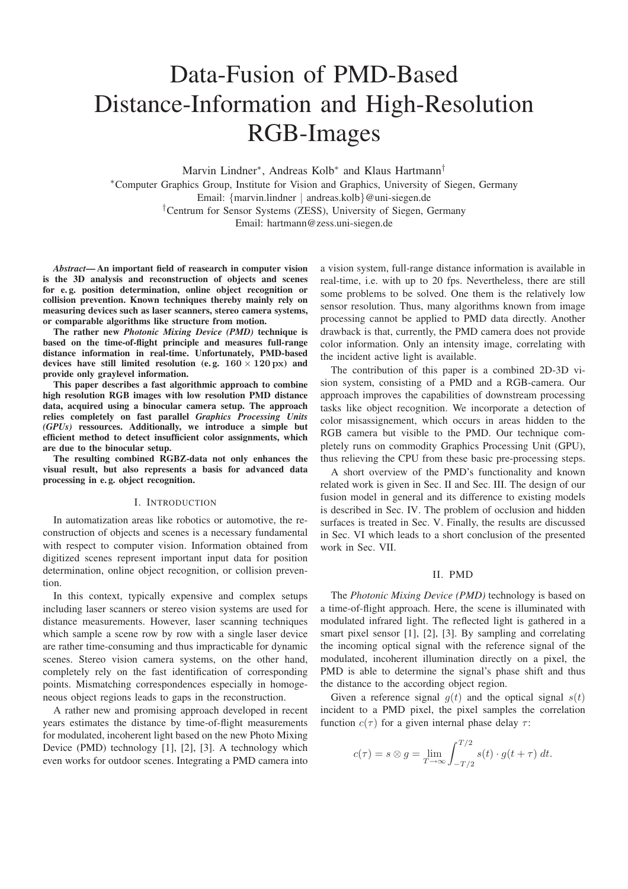# Data-Fusion of PMD-Based Distance-Information and High-Resolution RGB-Images

Marvin Lindner*, Andreas Kolb* and Klaus Hartmann†

*Computer Graphics Group, Institute for Vision and Graphics, University of Siegen, Germany
Email: {marvin.lindner | andreas.kolb}@uni-siegen.de

†Centrum for Sensor Systems (ZESS), University of Siegen, Germany
Email: hartmann@zess.uni-siegen.de

***Abstract*— An important field of reasearch in computer vision is the 3D analysis and reconstruction of objects and scenes for e. g. position determination, online object recognition or collision prevention. Known techniques thereby mainly rely on measuring devices such as laser scanners, stereo camera systems, or comparable algorithms like structure from motion.**

**The rather new *Photonic Mixing Device (PMD)* technique is based on the time-of-flight principle and measures full-range distance information in real-time. Unfortunately, PMD-based devices have still limited resolution (e. g. $160 \times 120\,\mathrm{px}$) and provide only graylevel information.**

**This paper describes a fast algorithmic approach to combine high resolution RGB images with low resolution PMD distance data, acquired using a binocular camera setup. The approach relies completely on fast parallel *Graphics Processing Units (GPUs)* ressources. Additionally, we introduce a simple but efficient method to detect insufficient color assignments, which are due to the binocular setup.**

**The resulting combined RGBZ-data not only enhances the visual result, but also represents a basis for advanced data processing in e. g. object recognition.**

## I. Introduction

In automatization areas like robotics or automotive, the reconstruction of objects and scenes is a necessary fundamental with respect to computer vision. Information obtained from digitized scenes represent important input data for position determination, online object recognition, or collision prevention.

In this context, typically expensive and complex setups including laser scanners or stereo vision systems are used for distance measurements. However, laser scanning techniques which sample a scene row by row with a single laser device are rather time-consuming and thus impracticable for dynamic scenes. Stereo vision camera systems, on the other hand, completely rely on the fast identification of corresponding points. Mismatching correspondences especially in homogeneous object regions leads to gaps in the reconstruction.

A rather new and promising approach developed in recent years estimates the distance by time-of-flight measurements for modulated, incoherent light based on the new Photo Mixing Device (PMD) technology [1], [2], [3]. A technology which even works for outdoor scenes. Integrating a PMD camera into a vision system, full-range distance information is available in real-time, i.e. with up to 20 fps. Nevertheless, there are still some problems to be solved. One them is the relatively low sensor resolution. Thus, many algorithms known from image processing cannot be applied to PMD data directly. Another drawback is that, currently, the PMD camera does not provide color information. Only an intensity image, correlating with the incident active light is available.

The contribution of this paper is a combined 2D-3D vision system, consisting of a PMD and a RGB-camera. Our approach improves the capabilities of downstream processing tasks like object recognition. We incorporate a detection of color misassignement, which occurs in areas hidden to the RGB camera but visible to the PMD. Our technique completely runs on commodity Graphics Processing Unit (GPU), thus relieving the CPU from these basic pre-processing steps.

A short overview of the PMD's functionality and known related work is given in Sec. II and Sec. III. The design of our fusion model in general and its difference to existing models is described in Sec. IV. The problem of occlusion and hidden surfaces is treated in Sec. V. Finally, the results are discussed in Sec. VI which leads to a short conclusion of the presented work in Sec. VII.

## II. PMD

The *Photonic Mixing Device (PMD)* technology is based on a time-of-flight approach. Here, the scene is illuminated with modulated infrared light. The reflected light is gathered in a smart pixel sensor [1], [2], [3]. By sampling and correlating the incoming optical signal with the reference signal of the modulated, incoherent illumination directly on a pixel, the PMD is able to determine the signal's phase shift and thus the distance to the according object region.

Given a reference signal $g(t)$ and the optical signal $s(t)$ incident to a PMD pixel, the pixel samples the correlation function $c(\tau)$ for a given internal phase delay $\tau$:

$$c(\tau) = s \otimes g = \lim_{T \to \infty} \int_{-T/2}^{T/2} s(t) \cdot g(t + \tau)\, dt.$$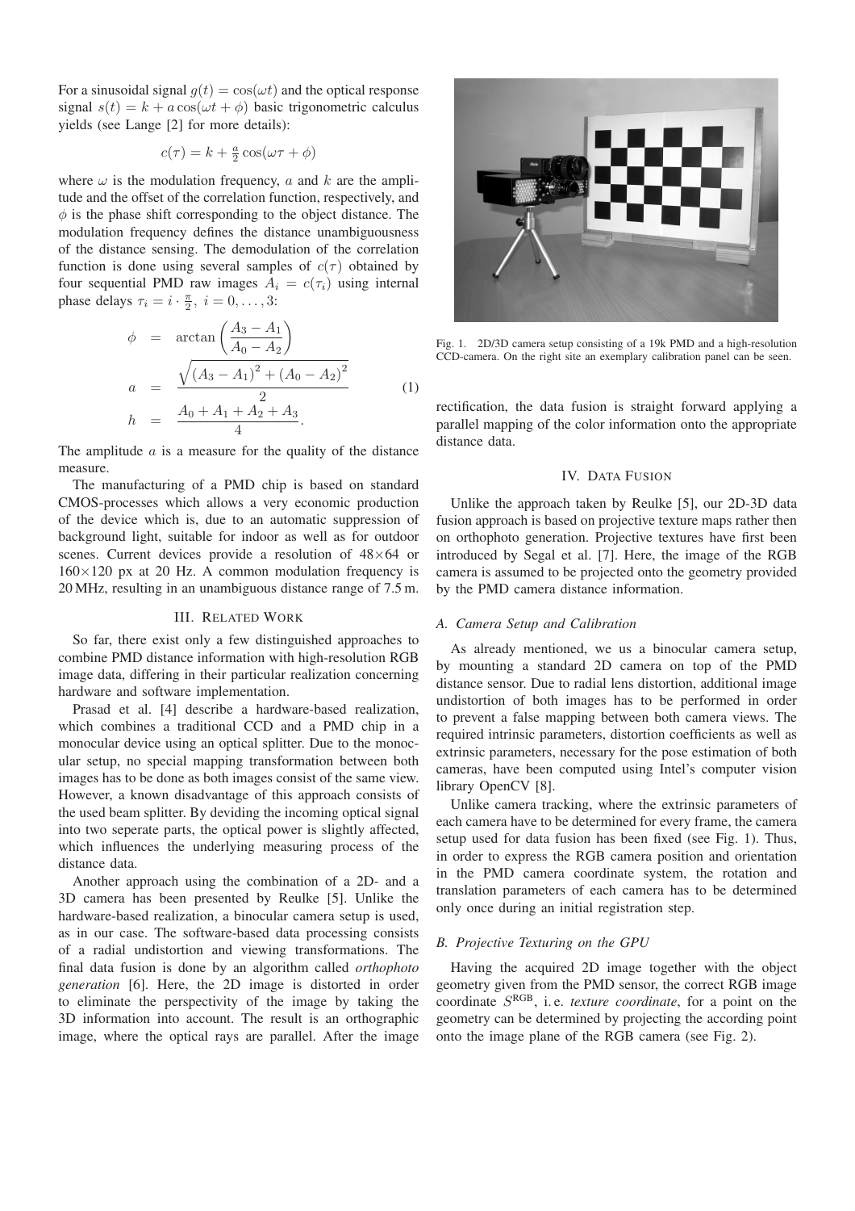For a sinusoidal signal $g(t) = \cos(\omega t)$ and the optical response signal $s(t) = k + a\cos(\omega t + \phi)$ basic trigonometric calculus yields (see Lange [2] for more details):

$$c(\tau) = k + \tfrac{a}{2}\cos(\omega\tau + \phi)$$

where $\omega$ is the modulation frequency, $a$ and $k$ are the amplitude and the offset of the correlation function, respectively, and $\phi$ is the phase shift corresponding to the object distance. The modulation frequency defines the distance unambiguousness of the distance sensing. The demodulation of the correlation function is done using several samples of $c(\tau)$ obtained by four sequential PMD raw images $A_i = c(\tau_i)$ using internal phase delays $\tau_i = i \cdot \frac{\pi}{2},\ i = 0, \ldots, 3$:

$$\begin{aligned} \phi &= \arctan\left(\frac{A_3 - A_1}{A_0 - A_2}\right) \\ a &= \frac{\sqrt{(A_3 - A_1)^2 + (A_0 - A_2)^2}}{2} \\ h &= \frac{A_0 + A_1 + A_2 + A_3}{4}. \end{aligned} \tag{1}$$

The amplitude $a$ is a measure for the quality of the distance measure.

The manufacturing of a PMD chip is based on standard CMOS-processes which allows a very economic production of the device which is, due to an automatic suppression of background light, suitable for indoor as well as for outdoor scenes. Current devices provide a resolution of 48×64 or 160×120 px at 20 Hz. A common modulation frequency is 20 MHz, resulting in an unambiguous distance range of 7.5 m.

## III. Related Work

So far, there exist only a few distinguished approaches to combine PMD distance information with high-resolution RGB image data, differing in their particular realization concerning hardware and software implementation.

Prasad et al. [4] describe a hardware-based realization, which combines a traditional CCD and a PMD chip in a monocular device using an optical splitter. Due to the monocular setup, no special mapping transformation between both images has to be done as both images consist of the same view. However, a known disadvantage of this approach consists of the used beam splitter. By deviding the incoming optical signal into two seperate parts, the optical power is slightly affected, which influences the underlying measuring process of the distance data.

Another approach using the combination of a 2D- and a 3D camera has been presented by Reulke [5]. Unlike the hardware-based realization, a binocular camera setup is used, as in our case. The software-based data processing consists of a radial undistortion and viewing transformations. The final data fusion is done by an algorithm called *orthophoto generation* [6]. Here, the 2D image is distorted in order to eliminate the perspectivity of the image by taking the 3D information into account. The result is an orthographic image, where the optical rays are parallel. After the image

Fig. 1. 2D/3D camera setup consisting of a 19k PMD and a high-resolution CCD-camera. On the right site an exemplary calibration panel can be seen.

rectification, the data fusion is straight forward applying a parallel mapping of the color information onto the appropriate distance data.

## IV. Data Fusion

Unlike the approach taken by Reulke [5], our 2D-3D data fusion approach is based on projective texture maps rather then on orthophoto generation. Projective textures have first been introduced by Segal et al. [7]. Here, the image of the RGB camera is assumed to be projected onto the geometry provided by the PMD camera distance information.

### A. Camera Setup and Calibration

As already mentioned, we us a binocular camera setup, by mounting a standard 2D camera on top of the PMD distance sensor. Due to radial lens distortion, additional image undistortion of both images has to be performed in order to prevent a false mapping between both camera views. The required intrinsic parameters, distortion coefficients as well as extrinsic parameters, necessary for the pose estimation of both cameras, have been computed using Intel's computer vision library OpenCV [8].

Unlike camera tracking, where the extrinsic parameters of each camera have to be determined for every frame, the camera setup used for data fusion has been fixed (see Fig. 1). Thus, in order to express the RGB camera position and orientation in the PMD camera coordinate system, the rotation and translation parameters of each camera has to be determined only once during an initial registration step.

### B. Projective Texturing on the GPU

Having the acquired 2D image together with the object geometry given from the PMD sensor, the correct RGB image coordinate $S^{\mathrm{RGB}}$, i. e. *texture coordinate*, for a point on the geometry can be determined by projecting the according point onto the image plane of the RGB camera (see Fig. 2).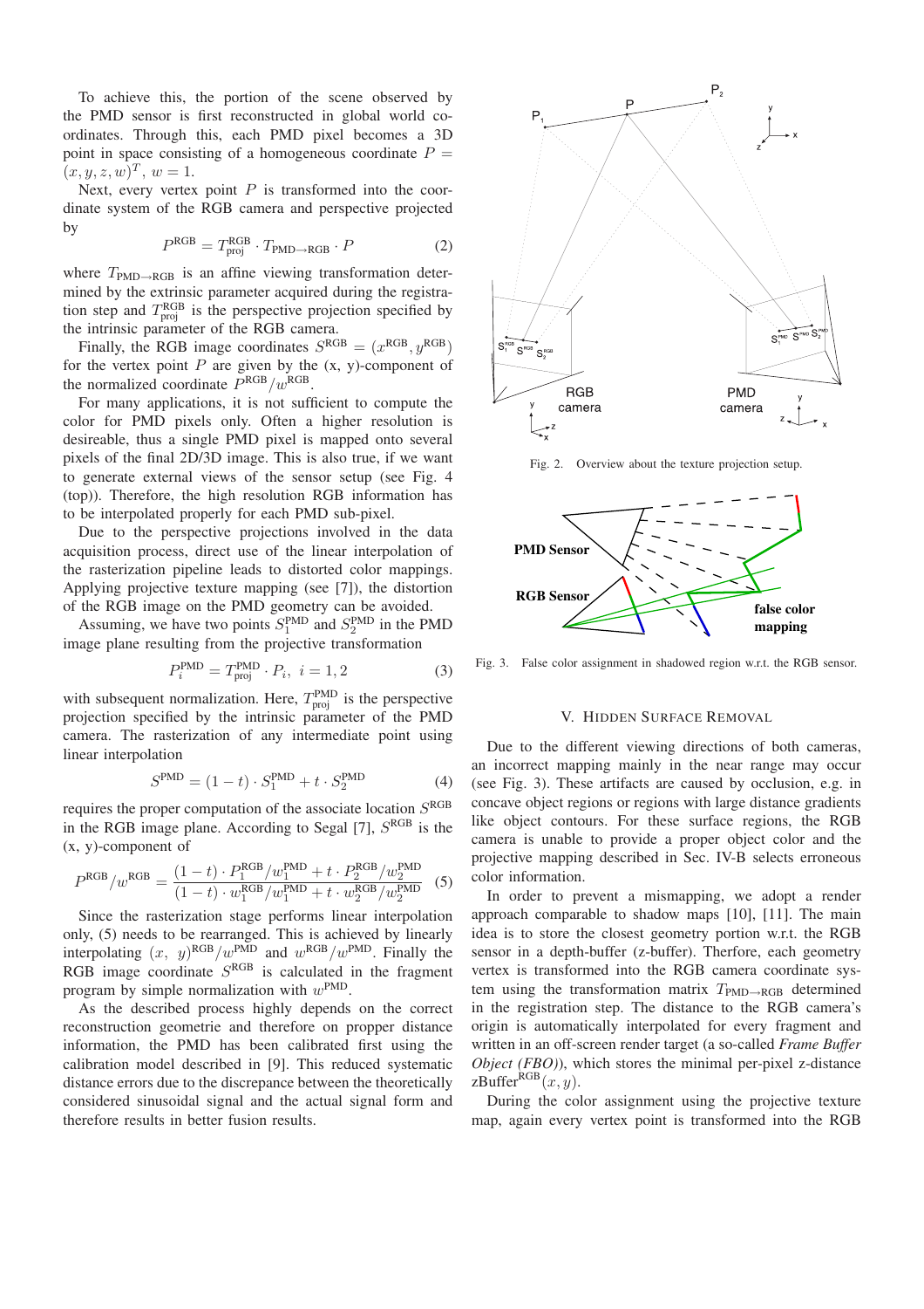To achieve this, the portion of the scene observed by the PMD sensor is first reconstructed in global world coordinates. Through this, each PMD pixel becomes a 3D point in space consisting of a homogeneous coordinate $P = (x, y, z, w)^T$, $w = 1$.

Next, every vertex point $P$ is transformed into the coordinate system of the RGB camera and perspective projected by

$$P^{\text{RGB}} = T^{\text{RGB}}_{\text{proj}} \cdot T_{\text{PMD}\rightarrow\text{RGB}} \cdot P \tag{2}$$

where $T_{\text{PMD}\rightarrow\text{RGB}}$ is an affine viewing transformation determined by the extrinsic parameter acquired during the registration step and $T^{\text{RGB}}_{\text{proj}}$ is the perspective projection specified by the intrinsic parameter of the RGB camera.

Finally, the RGB image coordinates $S^{\text{RGB}} = (x^{\text{RGB}}, y^{\text{RGB}})$ for the vertex point $P$ are given by the (x, y)-component of the normalized coordinate $P^{\text{RGB}}/w^{\text{RGB}}$.

For many applications, it is not sufficient to compute the color for PMD pixels only. Often a higher resolution is desireable, thus a single PMD pixel is mapped onto several pixels of the final 2D/3D image. This is also true, if we want to generate external views of the sensor setup (see Fig. 4 (top)). Therefore, the high resolution RGB information has to be interpolated properly for each PMD sub-pixel.

Due to the perspective projections involved in the data acquisition process, direct use of the linear interpolation of the rasterization pipeline leads to distorted color mappings. Applying projective texture mapping (see [7]), the distortion of the RGB image on the PMD geometry can be avoided.

Assuming, we have two points $S^{\text{PMD}}_1$ and $S^{\text{PMD}}_2$ in the PMD image plane resulting from the projective transformation

$$P^{\text{PMD}}_i = T^{\text{PMD}}_{\text{proj}} \cdot P_i, \ i = 1, 2 \tag{3}$$

with subsequent normalization. Here, $T^{\text{PMD}}_{\text{proj}}$ is the perspective projection specified by the intrinsic parameter of the PMD camera. The rasterization of any intermediate point using linear interpolation

$$S^{\text{PMD}} = (1 - t) \cdot S^{\text{PMD}}_1 + t \cdot S^{\text{PMD}}_2 \tag{4}$$

requires the proper computation of the associate location $S^{\text{RGB}}$ in the RGB image plane. According to Segal [7], $S^{\text{RGB}}$ is the (x, y)-component of

$$P^{\text{RGB}}/w^{\text{RGB}} = \frac{(1 - t) \cdot P^{\text{RGB}}_1/w^{\text{PMD}}_1 + t \cdot P^{\text{RGB}}_2/w^{\text{PMD}}_2}{(1 - t) \cdot w^{\text{RGB}}_1/w^{\text{PMD}}_1 + t \cdot w^{\text{RGB}}_2/w^{\text{PMD}}_2} \tag{5}$$

Since the rasterization stage performs linear interpolation only, (5) needs to be rearranged. This is achieved by linearly interpolating $(x, \ y)^{\text{RGB}}/w^{\text{PMD}}$ and $w^{\text{RGB}}/w^{\text{PMD}}$. Finally the RGB image coordinate $S^{\text{RGB}}$ is calculated in the fragment program by simple normalization with $w^{\text{PMD}}$.

As the described process highly depends on the correct reconstruction geometrie and therefore on propper distance information, the PMD has been calibrated first using the calibration model described in [9]. This reduced systematic distance errors due to the discrepance between the theoretically considered sinusoidal signal and the actual signal form and therefore results in better fusion results.

Fig. 2. Overview about the texture projection setup.

Fig. 3. False color assignment in shadowed region w.r.t. the RGB sensor.

## V. Hidden Surface Removal

Due to the different viewing directions of both cameras, an incorrect mapping mainly in the near range may occur (see Fig. 3). These artifacts are caused by occlusion, e.g. in concave object regions or regions with large distance gradients like object contours. For these surface regions, the RGB camera is unable to provide a proper object color and the projective mapping described in Sec. IV-B selects erroneous color information.

In order to prevent a mismapping, we adopt a render approach comparable to shadow maps [10], [11]. The main idea is to store the closest geometry portion w.r.t. the RGB sensor in a depth-buffer (z-buffer). Therfore, each geometry vertex is transformed into the RGB camera coordinate system using the transformation matrix $T_{\text{PMD}\rightarrow\text{RGB}}$ determined in the registration step. The distance to the RGB camera's origin is automatically interpolated for every fragment and written in an off-screen render target (a so-called *Frame Buffer Object (FBO)*), which stores the minimal per-pixel z-distance $\text{zBuffer}^{\text{RGB}}(x, y)$.

During the color assignment using the projective texture map, again every vertex point is transformed into the RGB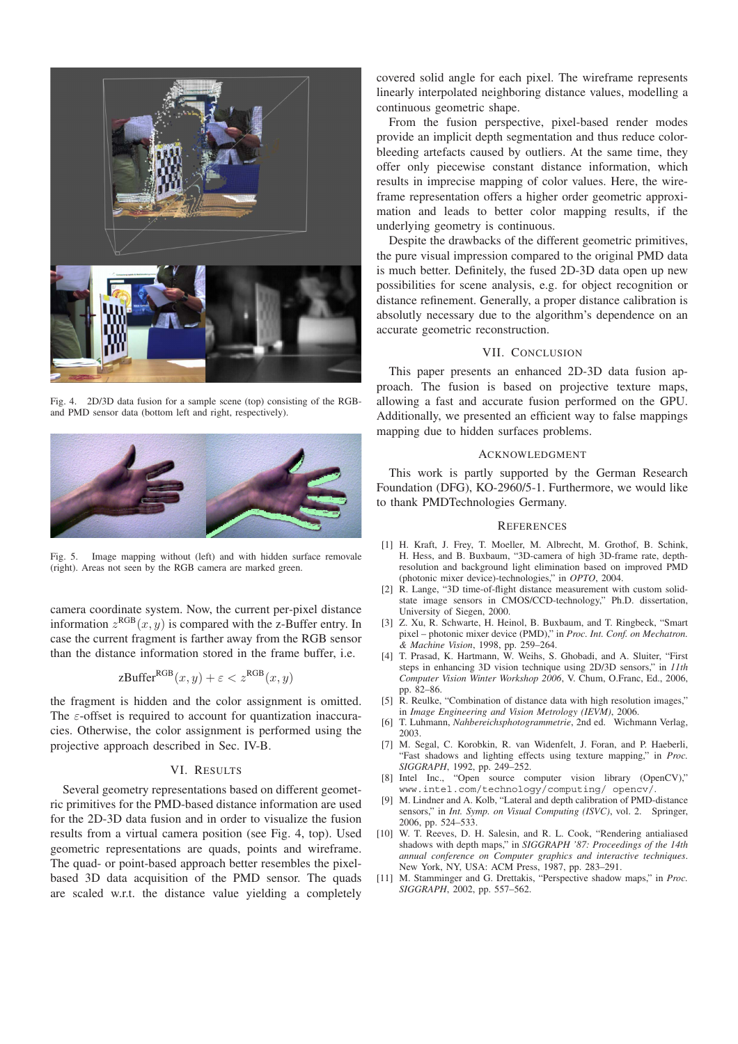Fig. 4. 2D/3D data fusion for a sample scene (top) consisting of the RGB- and PMD sensor data (bottom left and right, respectively).

Fig. 5. Image mapping without (left) and with hidden surface removale (right). Areas not seen by the RGB camera are marked green.

camera coordinate system. Now, the current per-pixel distance information $z^{\mathrm{RGB}}(x, y)$ is compared with the z-Buffer entry. In case the current fragment is farther away from the RGB sensor than the distance information stored in the frame buffer, i.e.

$$\mathrm{zBuffer}^{\mathrm{RGB}}(x, y) + \varepsilon < z^{\mathrm{RGB}}(x, y)$$

the fragment is hidden and the color assignment is omitted. The $\varepsilon$-offset is required to account for quantization inaccuracies. Otherwise, the color assignment is performed using the projective approach described in Sec. IV-B.

## VI. Results

Several geometry representations based on different geometric primitives for the PMD-based distance information are used for the 2D-3D data fusion and in order to visualize the fusion results from a virtual camera position (see Fig. 4, top). Used geometric representations are quads, points and wireframe. The quad- or point-based approach better resembles the pixel-based 3D data acquisition of the PMD sensor. The quads are scaled w.r.t. the distance value yielding a completely covered solid angle for each pixel. The wireframe represents linearly interpolated neighboring distance values, modelling a continuous geometric shape.

From the fusion perspective, pixel-based render modes provide an implicit depth segmentation and thus reduce color-bleeding artefacts caused by outliers. At the same time, they offer only piecewise constant distance information, which results in imprecise mapping of color values. Here, the wireframe representation offers a higher order geometric approximation and leads to better color mapping results, if the underlying geometry is continuous.

Despite the drawbacks of the different geometric primitives, the pure visual impression compared to the original PMD data is much better. Definitely, the fused 2D-3D data open up new possibilities for scene analysis, e.g. for object recognition or distance refinement. Generally, a proper distance calibration is absolutly necessary due to the algorithm's dependence on an accurate geometric reconstruction.

## VII. Conclusion

This paper presents an enhanced 2D-3D data fusion approach. The fusion is based on projective texture maps, allowing a fast and accurate fusion performed on the GPU. Additionally, we presented an efficient way to false mappings mapping due to hidden surfaces problems.

## Acknowledgment

This work is partly supported by the German Research Foundation (DFG), KO-2960/5-1. Furthermore, we would like to thank PMDTechnologies Germany.

## References

[1] H. Kraft, J. Frey, T. Moeller, M. Albrecht, M. Grothof, B. Schink, H. Hess, and B. Buxbaum, "3D-camera of high 3D-frame rate, depth-resolution and background light elimination based on improved PMD (photonic mixer device)-technologies," in *OPTO*, 2004.

[2] R. Lange, "3D time-of-flight distance measurement with custom solid-state image sensors in CMOS/CCD-technology," Ph.D. dissertation, University of Siegen, 2000.

[3] Z. Xu, R. Schwarte, H. Heinol, B. Buxbaum, and T. Ringbeck, "Smart pixel – photonic mixer device (PMD)," in *Proc. Int. Conf. on Mechatron. & Machine Vision*, 1998, pp. 259–264.

[4] T. Prasad, K. Hartmann, W. Weihs, S. Ghobadi, and A. Sluiter, "First steps in enhancing 3D vision technique using 2D/3D sensors," in *11th Computer Vision Winter Workshop 2006*, V. Chum, O.Franc, Ed., 2006, pp. 82–86.

[5] R. Reulke, "Combination of distance data with high resolution images," in *Image Engineering and Vision Metrology (IEVM)*, 2006.

[6] T. Luhmann, *Nahbereichsphotogrammetrie*, 2nd ed. Wichmann Verlag, 2003.

[7] M. Segal, C. Korobkin, R. van Widenfelt, J. Foran, and P. Haeberli, "Fast shadows and lighting effects using texture mapping," in *Proc. SIGGRAPH*, 1992, pp. 249–252.

[8] Intel Inc., "Open source computer vision library (OpenCV)," www.intel.com/technology/computing/ opencv/.

[9] M. Lindner and A. Kolb, "Lateral and depth calibration of PMD-distance sensors," in *Int. Symp. on Visual Computing (ISVC)*, vol. 2. Springer, 2006, pp. 524–533.

[10] W. T. Reeves, D. H. Salesin, and R. L. Cook, "Rendering antialiased shadows with depth maps," in *SIGGRAPH '87: Proceedings of the 14th annual conference on Computer graphics and interactive techniques*. New York, NY, USA: ACM Press, 1987, pp. 283–291.

[11] M. Stamminger and G. Drettakis, "Perspective shadow maps," in *Proc. SIGGRAPH*, 2002, pp. 557–562.